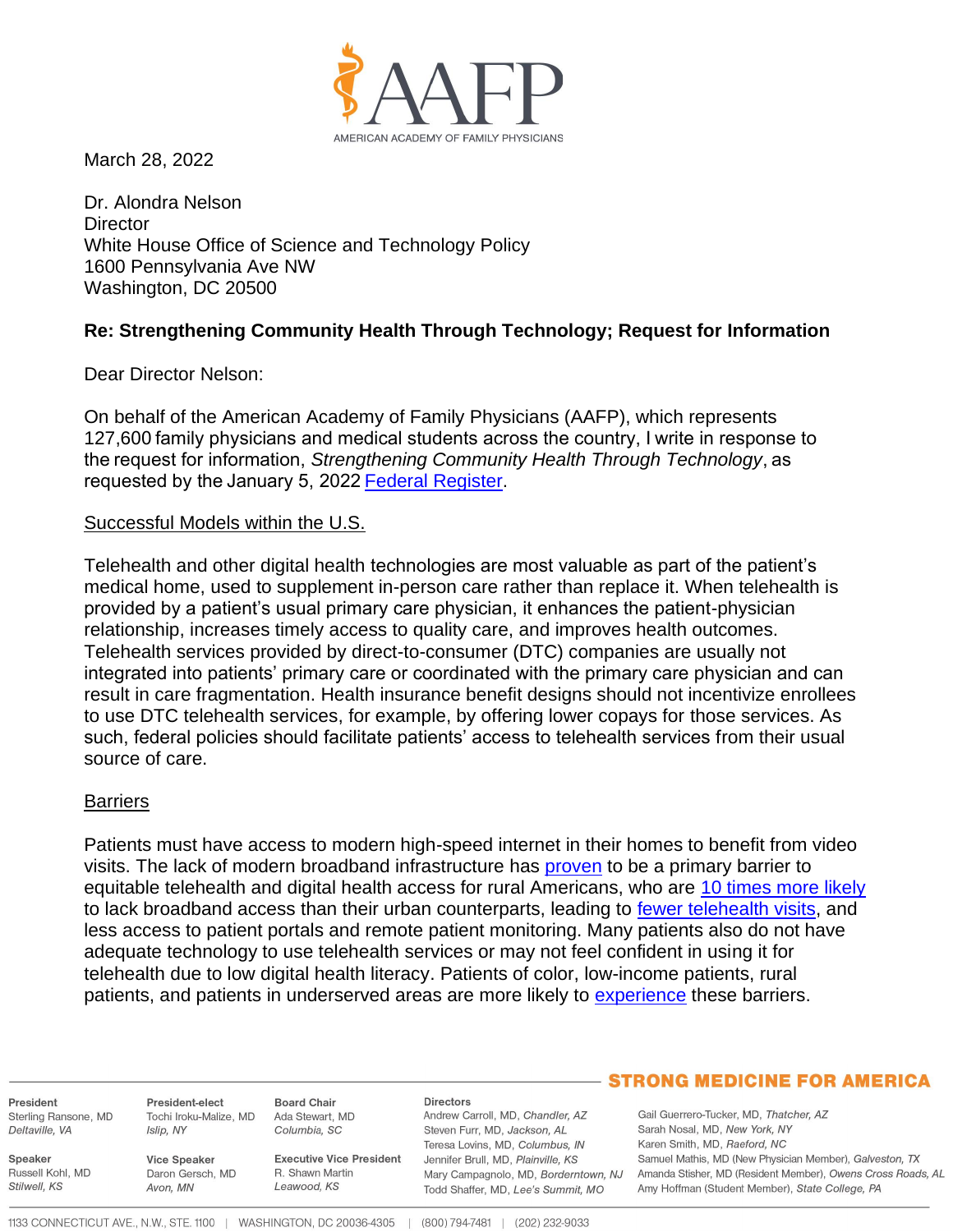March 28, 2022

Dr. Alondra Nelson
Director
White House Office of Science and Technology Policy
1600 Pennsylvania Ave NW
Washington, DC 20500

**Re: Strengthening Community Health Through Technology; Request for Information**

Dear Director Nelson:

On behalf of the American Academy of Family Physicians (AAFP), which represents 127,600 family physicians and medical students across the country, I write in response to the request for information, *Strengthening Community Health Through Technology*, as requested by the January 5, 2022 Federal Register.

Successful Models within the U.S.

Telehealth and other digital health technologies are most valuable as part of the patient's medical home, used to supplement in-person care rather than replace it. When telehealth is provided by a patient's usual primary care physician, it enhances the patient-physician relationship, increases timely access to quality care, and improves health outcomes. Telehealth services provided by direct-to-consumer (DTC) companies are usually not integrated into patients' primary care or coordinated with the primary care physician and can result in care fragmentation. Health insurance benefit designs should not incentivize enrollees to use DTC telehealth services, for example, by offering lower copays for those services. As such, federal policies should facilitate patients' access to telehealth services from their usual source of care.

Barriers

Patients must have access to modern high-speed internet in their homes to benefit from video visits. The lack of modern broadband infrastructure has proven to be a primary barrier to equitable telehealth and digital health access for rural Americans, who are 10 times more likely to lack broadband access than their urban counterparts, leading to fewer telehealth visits, and less access to patient portals and remote patient monitoring. Many patients also do not have adequate technology to use telehealth services or may not feel confident in using it for telehealth due to low digital health literacy. Patients of color, low-income patients, rural patients, and patients in underserved areas are more likely to experience these barriers.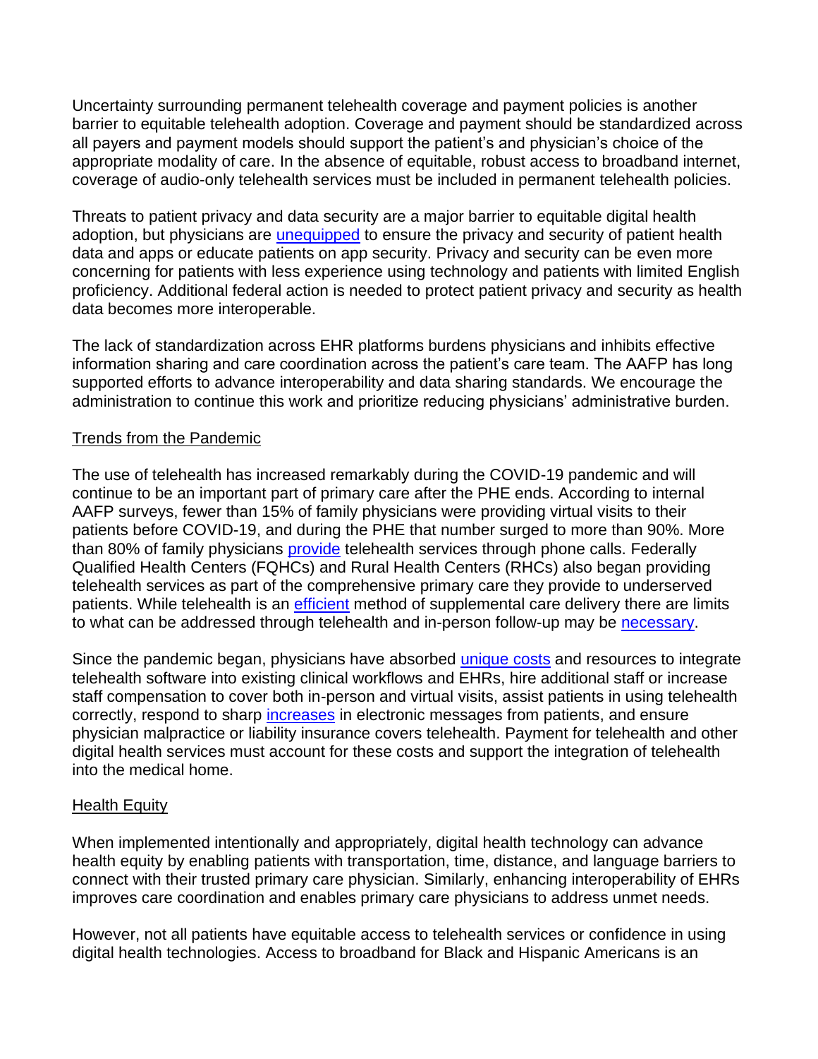Uncertainty surrounding permanent telehealth coverage and payment policies is another barrier to equitable telehealth adoption. Coverage and payment should be standardized across all payers and payment models should support the patient's and physician's choice of the appropriate modality of care. In the absence of equitable, robust access to broadband internet, coverage of audio-only telehealth services must be included in permanent telehealth policies.

Threats to patient privacy and data security are a major barrier to equitable digital health adoption, but physicians are unequipped to ensure the privacy and security of patient health data and apps or educate patients on app security. Privacy and security can be even more concerning for patients with less experience using technology and patients with limited English proficiency. Additional federal action is needed to protect patient privacy and security as health data becomes more interoperable.

The lack of standardization across EHR platforms burdens physicians and inhibits effective information sharing and care coordination across the patient's care team. The AAFP has long supported efforts to advance interoperability and data sharing standards. We encourage the administration to continue this work and prioritize reducing physicians' administrative burden.

## Trends from the Pandemic

The use of telehealth has increased remarkably during the COVID-19 pandemic and will continue to be an important part of primary care after the PHE ends. According to internal AAFP surveys, fewer than 15% of family physicians were providing virtual visits to their patients before COVID-19, and during the PHE that number surged to more than 90%. More than 80% of family physicians provide telehealth services through phone calls. Federally Qualified Health Centers (FQHCs) and Rural Health Centers (RHCs) also began providing telehealth services as part of the comprehensive primary care they provide to underserved patients. While telehealth is an efficient method of supplemental care delivery there are limits to what can be addressed through telehealth and in-person follow-up may be necessary.

Since the pandemic began, physicians have absorbed unique costs and resources to integrate telehealth software into existing clinical workflows and EHRs, hire additional staff or increase staff compensation to cover both in-person and virtual visits, assist patients in using telehealth correctly, respond to sharp increases in electronic messages from patients, and ensure physician malpractice or liability insurance covers telehealth. Payment for telehealth and other digital health services must account for these costs and support the integration of telehealth into the medical home.

## Health Equity

When implemented intentionally and appropriately, digital health technology can advance health equity by enabling patients with transportation, time, distance, and language barriers to connect with their trusted primary care physician. Similarly, enhancing interoperability of EHRs improves care coordination and enables primary care physicians to address unmet needs.

However, not all patients have equitable access to telehealth services or confidence in using digital health technologies. Access to broadband for Black and Hispanic Americans is an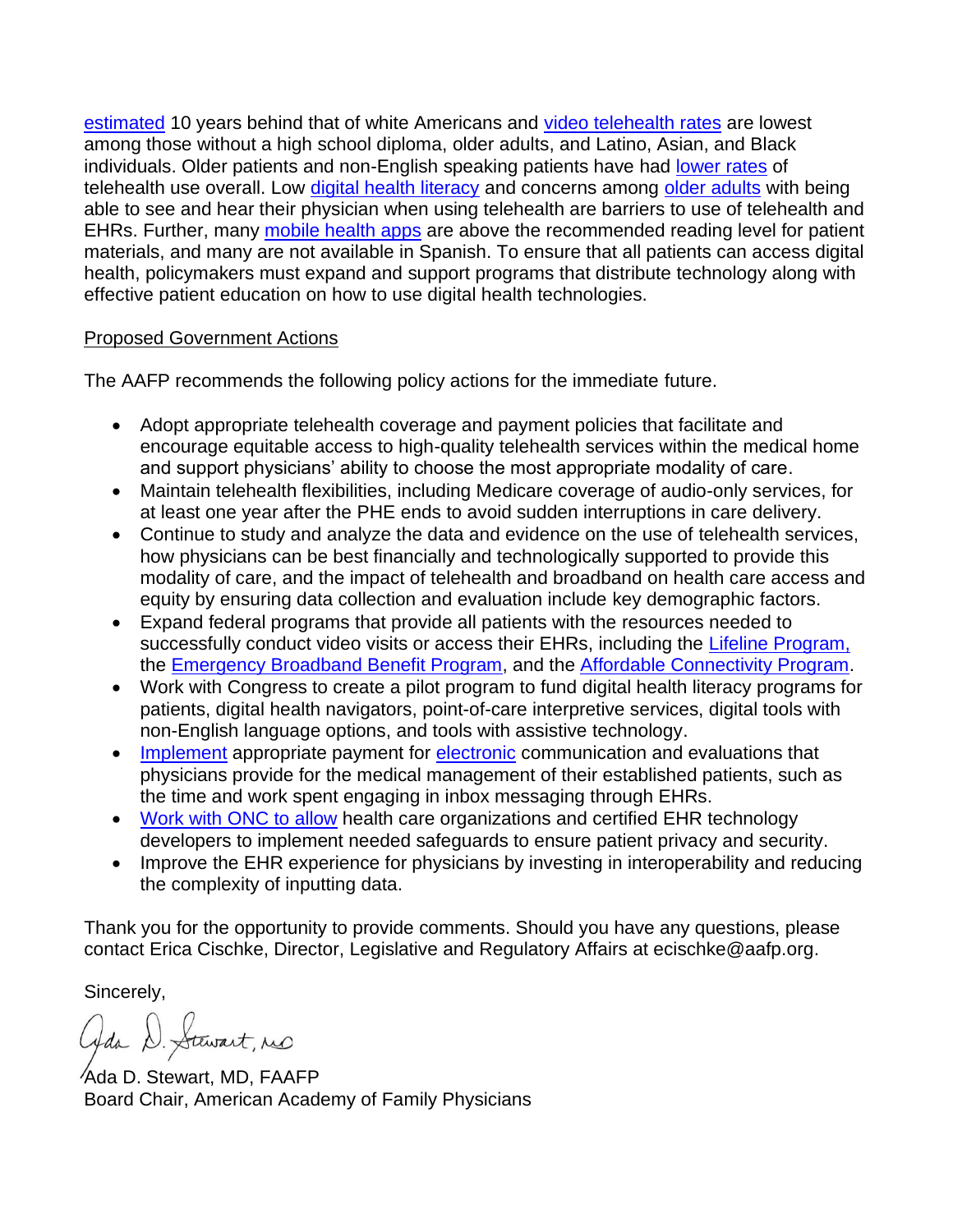estimated 10 years behind that of white Americans and video telehealth rates are lowest among those without a high school diploma, older adults, and Latino, Asian, and Black individuals. Older patients and non-English speaking patients have had lower rates of telehealth use overall. Low digital health literacy and concerns among older adults with being able to see and hear their physician when using telehealth are barriers to use of telehealth and EHRs. Further, many mobile health apps are above the recommended reading level for patient materials, and many are not available in Spanish. To ensure that all patients can access digital health, policymakers must expand and support programs that distribute technology along with effective patient education on how to use digital health technologies.

Proposed Government Actions

The AAFP recommends the following policy actions for the immediate future.

- Adopt appropriate telehealth coverage and payment policies that facilitate and encourage equitable access to high-quality telehealth services within the medical home and support physicians' ability to choose the most appropriate modality of care.
- Maintain telehealth flexibilities, including Medicare coverage of audio-only services, for at least one year after the PHE ends to avoid sudden interruptions in care delivery.
- Continue to study and analyze the data and evidence on the use of telehealth services, how physicians can be best financially and technologically supported to provide this modality of care, and the impact of telehealth and broadband on health care access and equity by ensuring data collection and evaluation include key demographic factors.
- Expand federal programs that provide all patients with the resources needed to successfully conduct video visits or access their EHRs, including the Lifeline Program, the Emergency Broadband Benefit Program, and the Affordable Connectivity Program.
- Work with Congress to create a pilot program to fund digital health literacy programs for patients, digital health navigators, point-of-care interpretive services, digital tools with non-English language options, and tools with assistive technology.
- Implement appropriate payment for electronic communication and evaluations that physicians provide for the medical management of their established patients, such as the time and work spent engaging in inbox messaging through EHRs.
- Work with ONC to allow health care organizations and certified EHR technology developers to implement needed safeguards to ensure patient privacy and security.
- Improve the EHR experience for physicians by investing in interoperability and reducing the complexity of inputting data.

Thank you for the opportunity to provide comments. Should you have any questions, please contact Erica Cischke, Director, Legislative and Regulatory Affairs at ecischke@aafp.org.

Sincerely,

Ada D. Stewart, MD, FAAFP
Board Chair, American Academy of Family Physicians